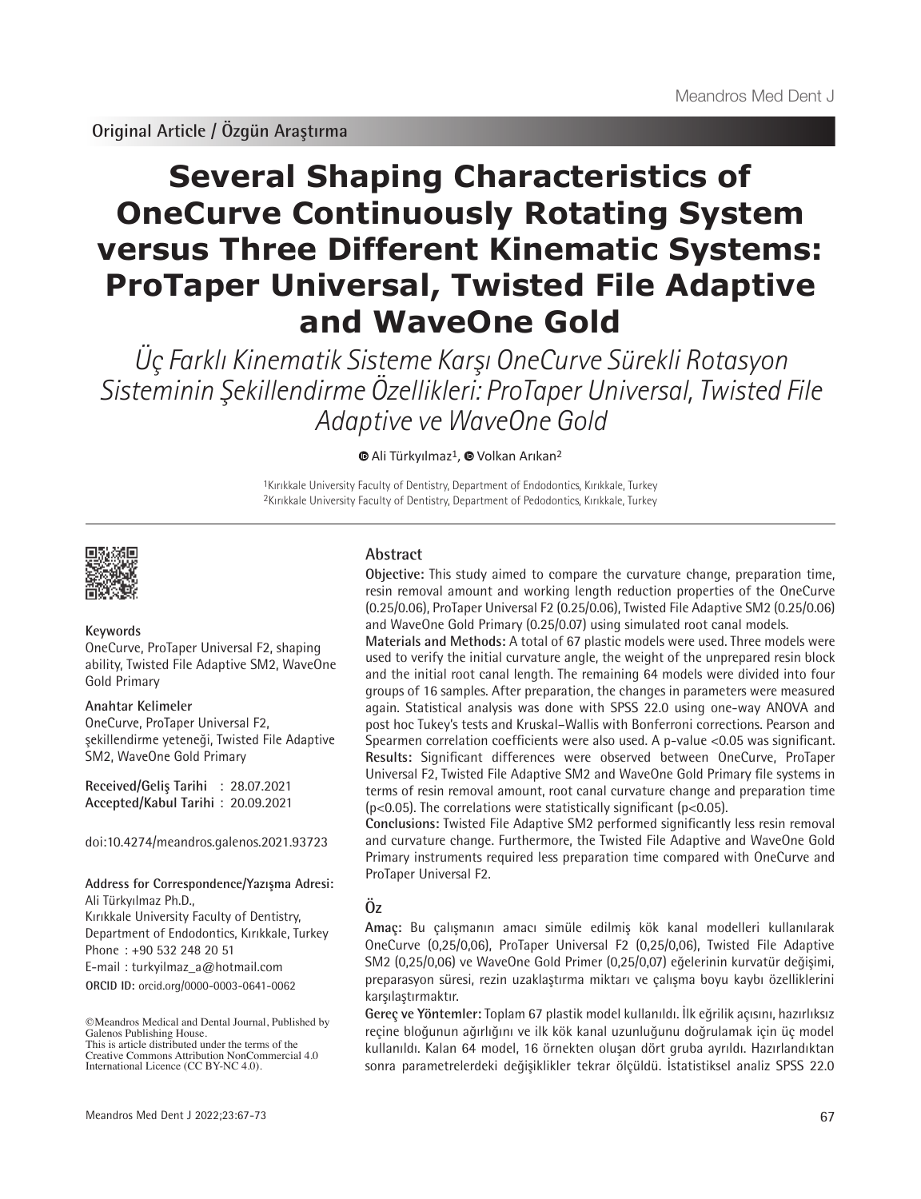**Original Article / Özgün Araştırma**

# Several Shaping Characteristics of OneCurve Continuously Rotating System versus Three Different Kinematic Systems: ProTaper Universal, Twisted File Adaptive and WaveOne Gold

*Üç Farklı Kinematik Sisteme Karşı OneCurve Sürekli Rotasyon Sisteminin Şekillendirme Özellikleri: ProTaper Universal, Twisted File Adaptive ve WaveOne Gold*

Ali Türkyılmaz[1], Volkan Arıkan[2]

[1]Kırıkkale University Faculty of Dentistry, Department of Endodontics, Kırıkkale, Turkey
[2]Kırıkkale University Faculty of Dentistry, Department of Pedodontics, Kırıkkale, Turkey

## Abstract

**Objective:** This study aimed to compare the curvature change, preparation time, resin removal amount and working length reduction properties of the OneCurve (0.25/0.06), ProTaper Universal F2 (0.25/0.06), Twisted File Adaptive SM2 (0.25/0.06) and WaveOne Gold Primary (0.25/0.07) using simulated root canal models.

**Materials and Methods:** A total of 67 plastic models were used. Three models were used to verify the initial curvature angle, the weight of the unprepared resin block and the initial root canal length. The remaining 64 models were divided into four groups of 16 samples. After preparation, the changes in parameters were measured again. Statistical analysis was done with SPSS 22.0 using one-way ANOVA and post hoc Tukey's tests and Kruskal–Wallis with Bonferroni corrections. Pearson and Spearmen correlation coefficients were also used. A p-value <0.05 was significant.

**Results:** Significant differences were observed between OneCurve, ProTaper Universal F2, Twisted File Adaptive SM2 and WaveOne Gold Primary file systems in terms of resin removal amount, root canal curvature change and preparation time (p<0.05). The correlations were statistically significant (p<0.05).

**Conclusions:** Twisted File Adaptive SM2 performed significantly less resin removal and curvature change. Furthermore, the Twisted File Adaptive and WaveOne Gold Primary instruments required less preparation time compared with OneCurve and ProTaper Universal F2.

**Keywords**

OneCurve, ProTaper Universal F2, shaping ability, Twisted File Adaptive SM2, WaveOne Gold Primary

**Anahtar Kelimeler**

OneCurve, ProTaper Universal F2, şekillendirme yeteneği, Twisted File Adaptive SM2, WaveOne Gold Primary

**Received/Geliş Tarihi** : 28.07.2021
**Accepted/Kabul Tarihi** : 20.09.2021

doi:10.4274/meandros.galenos.2021.93723

**Address for Correspondence/Yazışma Adresi:**
Ali Türkyılmaz Ph.D.,
Kırıkkale University Faculty of Dentistry, Department of Endodontics, Kırıkkale, Turkey
Phone : +90 532 248 20 51
E-mail : turkyilmaz_a@hotmail.com
**ORCID ID:** orcid.org/0000-0003-0641-0062

©Meandros Medical and Dental Journal, Published by Galenos Publishing House.
This is article distributed under the terms of the Creative Commons Attribution NonCommercial 4.0 International Licence (CC BY-NC 4.0).

## Öz

**Amaç:** Bu çalışmanın amacı simüle edilmiş kök kanal modelleri kullanılarak OneCurve (0,25/0,06), ProTaper Universal F2 (0,25/0,06), Twisted File Adaptive SM2 (0,25/0,06) ve WaveOne Gold Primer (0,25/0,07) eğelerinin kurvatür değişimi, preparasyon süresi, rezin uzaklaştırma miktarı ve çalışma boyu kaybı özelliklerini karşılaştırmaktır.

**Gereç ve Yöntemler:** Toplam 67 plastik model kullanıldı. İlk eğrilik açısını, hazırlıksız reçine bloğunun ağırlığını ve ilk kök kanal uzunluğunu doğrulamak için üç model kullanıldı. Kalan 64 model, 16 örnekten oluşan dört gruba ayrıldı. Hazırlandıktan sonra parametrelerdeki değişiklikler tekrar ölçüldü. İstatistiksel analiz SPSS 22.0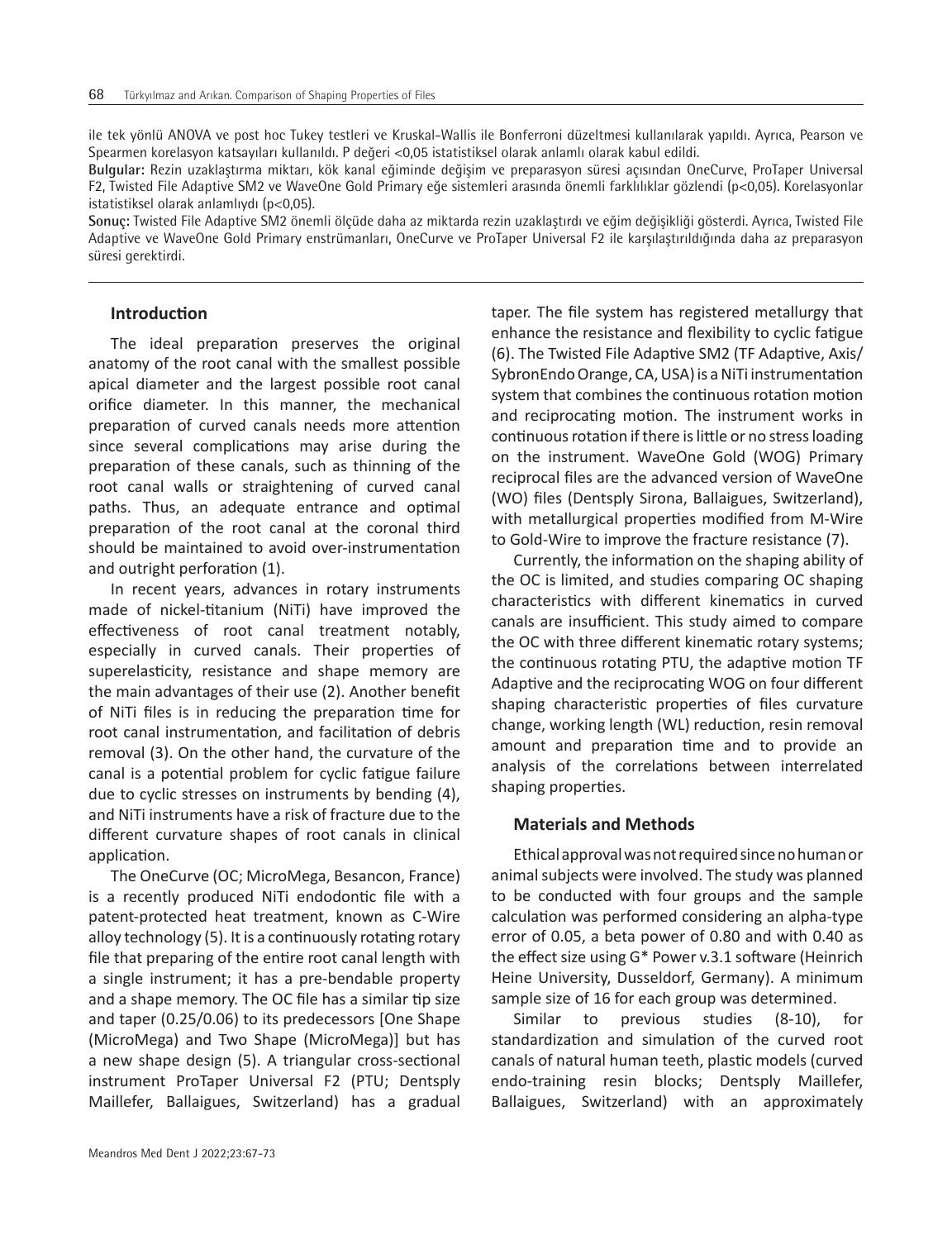ile tek yönlü ANOVA ve post hoc Tukey testleri ve Kruskal-Wallis ile Bonferroni düzeltmesi kullanılarak yapıldı. Ayrıca, Pearson ve Spearmen korelasyon katsayıları kullanıldı. P değeri <0,05 istatistiksel olarak anlamlı olarak kabul edildi.

**Bulgular:** Rezin uzaklaştırma miktarı, kök kanal eğiminde değişim ve preparasyon süresi açısından OneCurve, ProTaper Universal F2, Twisted File Adaptive SM2 ve WaveOne Gold Primary eğe sistemleri arasında önemli farklılıklar gözlendi (p<0,05). Korelasyonlar istatistiksel olarak anlamlıydı (p<0,05).

**Sonuç:** Twisted File Adaptive SM2 önemli ölçüde daha az miktarda rezin uzaklaştırdı ve eğim değişikliği gösterdi. Ayrıca, Twisted File Adaptive ve WaveOne Gold Primary enstrümanları, OneCurve ve ProTaper Universal F2 ile karşılaştırıldığında daha az preparasyon süresi gerektirdi.

## Introduction

The ideal preparation preserves the original anatomy of the root canal with the smallest possible apical diameter and the largest possible root canal orifice diameter. In this manner, the mechanical preparation of curved canals needs more attention since several complications may arise during the preparation of these canals, such as thinning of the root canal walls or straightening of curved canal paths. Thus, an adequate entrance and optimal preparation of the root canal at the coronal third should be maintained to avoid over-instrumentation and outright perforation (1).

In recent years, advances in rotary instruments made of nickel-titanium (NiTi) have improved the effectiveness of root canal treatment notably, especially in curved canals. Their properties of superelasticity, resistance and shape memory are the main advantages of their use (2). Another benefit of NiTi files is in reducing the preparation time for root canal instrumentation, and facilitation of debris removal (3). On the other hand, the curvature of the canal is a potential problem for cyclic fatigue failure due to cyclic stresses on instruments by bending (4), and NiTi instruments have a risk of fracture due to the different curvature shapes of root canals in clinical application.

The OneCurve (OC; MicroMega, Besancon, France) is a recently produced NiTi endodontic file with a patent-protected heat treatment, known as C-Wire alloy technology (5). It is a continuously rotating rotary file that preparing of the entire root canal length with a single instrument; it has a pre-bendable property and a shape memory. The OC file has a similar tip size and taper (0.25/0.06) to its predecessors [One Shape (MicroMega) and Two Shape (MicroMega)] but has a new shape design (5). A triangular cross-sectional instrument ProTaper Universal F2 (PTU; Dentsply Maillefer, Ballaigues, Switzerland) has a gradual taper. The file system has registered metallurgy that enhance the resistance and flexibility to cyclic fatigue (6). The Twisted File Adaptive SM2 (TF Adaptive, Axis/SybronEndo Orange, CA, USA) is a NiTi instrumentation system that combines the continuous rotation motion and reciprocating motion. The instrument works in continuous rotation if there is little or no stress loading on the instrument. WaveOne Gold (WOG) Primary reciprocal files are the advanced version of WaveOne (WO) files (Dentsply Sirona, Ballaigues, Switzerland), with metallurgical properties modified from M-Wire to Gold-Wire to improve the fracture resistance (7).

Currently, the information on the shaping ability of the OC is limited, and studies comparing OC shaping characteristics with different kinematics in curved canals are insufficient. This study aimed to compare the OC with three different kinematic rotary systems; the continuous rotating PTU, the adaptive motion TF Adaptive and the reciprocating WOG on four different shaping characteristic properties of files curvature change, working length (WL) reduction, resin removal amount and preparation time and to provide an analysis of the correlations between interrelated shaping properties.

## Materials and Methods

Ethical approval was not required since no human or animal subjects were involved. The study was planned to be conducted with four groups and the sample calculation was performed considering an alpha-type error of 0.05, a beta power of 0.80 and with 0.40 as the effect size using G* Power v.3.1 software (Heinrich Heine University, Dusseldorf, Germany). A minimum sample size of 16 for each group was determined.

Similar to previous studies (8-10), for standardization and simulation of the curved root canals of natural human teeth, plastic models (curved endo-training resin blocks; Dentsply Maillefer, Ballaigues, Switzerland) with an approximately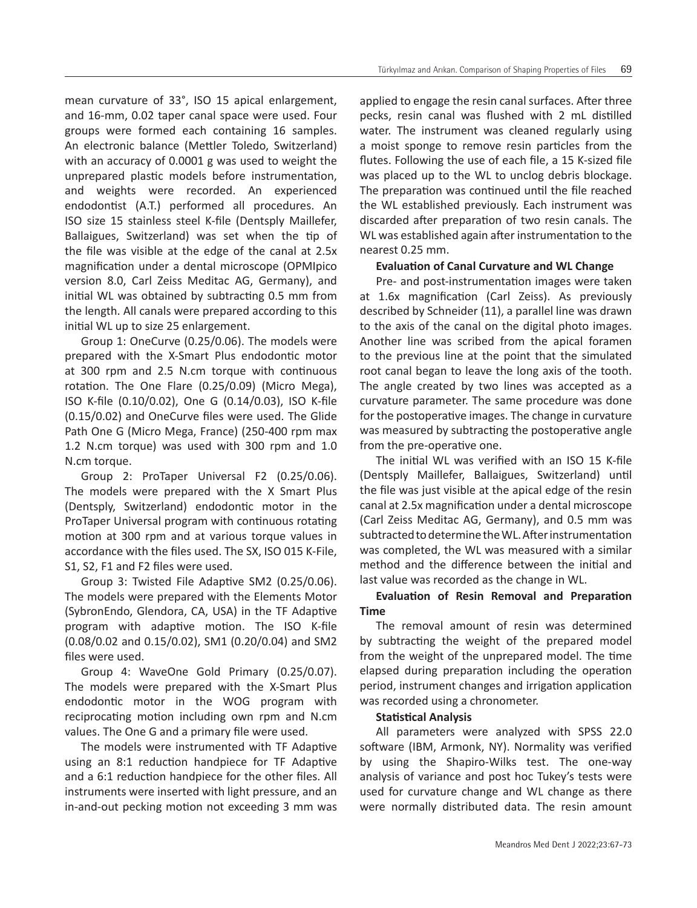mean curvature of 33°, ISO 15 apical enlargement, and 16-mm, 0.02 taper canal space were used. Four groups were formed each containing 16 samples. An electronic balance (Mettler Toledo, Switzerland) with an accuracy of 0.0001 g was used to weight the unprepared plastic models before instrumentation, and weights were recorded. An experienced endodontist (A.T.) performed all procedures. An ISO size 15 stainless steel K-file (Dentsply Maillefer, Ballaigues, Switzerland) was set when the tip of the file was visible at the edge of the canal at 2.5x magnification under a dental microscope (OPMIpico version 8.0, Carl Zeiss Meditac AG, Germany), and initial WL was obtained by subtracting 0.5 mm from the length. All canals were prepared according to this initial WL up to size 25 enlargement.

Group 1: OneCurve (0.25/0.06). The models were prepared with the X-Smart Plus endodontic motor at 300 rpm and 2.5 N.cm torque with continuous rotation. The One Flare (0.25/0.09) (Micro Mega), ISO K-file (0.10/0.02), One G (0.14/0.03), ISO K-file (0.15/0.02) and OneCurve files were used. The Glide Path One G (Micro Mega, France) (250-400 rpm max 1.2 N.cm torque) was used with 300 rpm and 1.0 N.cm torque.

Group 2: ProTaper Universal F2 (0.25/0.06). The models were prepared with the X Smart Plus (Dentsply, Switzerland) endodontic motor in the ProTaper Universal program with continuous rotating motion at 300 rpm and at various torque values in accordance with the files used. The SX, ISO 015 K-File, S1, S2, F1 and F2 files were used.

Group 3: Twisted File Adaptive SM2 (0.25/0.06). The models were prepared with the Elements Motor (SybronEndo, Glendora, CA, USA) in the TF Adaptive program with adaptive motion. The ISO K-file (0.08/0.02 and 0.15/0.02), SM1 (0.20/0.04) and SM2 files were used.

Group 4: WaveOne Gold Primary (0.25/0.07). The models were prepared with the X-Smart Plus endodontic motor in the WOG program with reciprocating motion including own rpm and N.cm values. The One G and a primary file were used.

The models were instrumented with TF Adaptive using an 8:1 reduction handpiece for TF Adaptive and a 6:1 reduction handpiece for the other files. All instruments were inserted with light pressure, and an in-and-out pecking motion not exceeding 3 mm was applied to engage the resin canal surfaces. After three pecks, resin canal was flushed with 2 mL distilled water. The instrument was cleaned regularly using a moist sponge to remove resin particles from the flutes. Following the use of each file, a 15 K-sized file was placed up to the WL to unclog debris blockage. The preparation was continued until the file reached the WL established previously. Each instrument was discarded after preparation of two resin canals. The WL was established again after instrumentation to the nearest 0.25 mm.

**Evaluation of Canal Curvature and WL Change**

Pre- and post-instrumentation images were taken at 1.6x magnification (Carl Zeiss). As previously described by Schneider (11), a parallel line was drawn to the axis of the canal on the digital photo images. Another line was scribed from the apical foramen to the previous line at the point that the simulated root canal began to leave the long axis of the tooth. The angle created by two lines was accepted as a curvature parameter. The same procedure was done for the postoperative images. The change in curvature was measured by subtracting the postoperative angle from the pre-operative one.

The initial WL was verified with an ISO 15 K-file (Dentsply Maillefer, Ballaigues, Switzerland) until the file was just visible at the apical edge of the resin canal at 2.5x magnification under a dental microscope (Carl Zeiss Meditac AG, Germany), and 0.5 mm was subtracted to determine the WL. After instrumentation was completed, the WL was measured with a similar method and the difference between the initial and last value was recorded as the change in WL.

**Evaluation of Resin Removal and Preparation Time**

The removal amount of resin was determined by subtracting the weight of the prepared model from the weight of the unprepared model. The time elapsed during preparation including the operation period, instrument changes and irrigation application was recorded using a chronometer.

**Statistical Analysis**

All parameters were analyzed with SPSS 22.0 software (IBM, Armonk, NY). Normality was verified by using the Shapiro-Wilks test. The one-way analysis of variance and post hoc Tukey's tests were used for curvature change and WL change as there were normally distributed data. The resin amount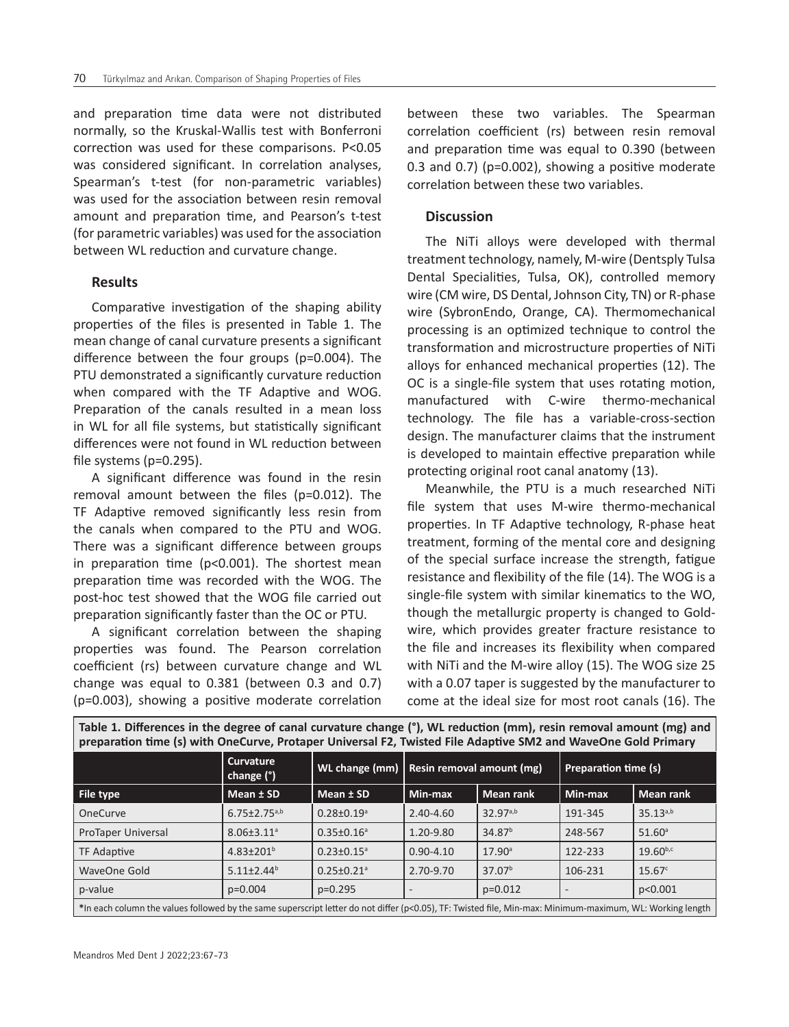and preparation time data were not distributed normally, so the Kruskal-Wallis test with Bonferroni correction was used for these comparisons. P<0.05 was considered significant. In correlation analyses, Spearman's t-test (for non-parametric variables) was used for the association between resin removal amount and preparation time, and Pearson's t-test (for parametric variables) was used for the association between WL reduction and curvature change.

## Results

Comparative investigation of the shaping ability properties of the files is presented in Table 1. The mean change of canal curvature presents a significant difference between the four groups (p=0.004). The PTU demonstrated a significantly curvature reduction when compared with the TF Adaptive and WOG. Preparation of the canals resulted in a mean loss in WL for all file systems, but statistically significant differences were not found in WL reduction between file systems (p=0.295).

A significant difference was found in the resin removal amount between the files (p=0.012). The TF Adaptive removed significantly less resin from the canals when compared to the PTU and WOG. There was a significant difference between groups in preparation time (p<0.001). The shortest mean preparation time was recorded with the WOG. The post-hoc test showed that the WOG file carried out preparation significantly faster than the OC or PTU.

A significant correlation between the shaping properties was found. The Pearson correlation coefficient (rs) between curvature change and WL change was equal to 0.381 (between 0.3 and 0.7) (p=0.003), showing a positive moderate correlation between these two variables. The Spearman correlation coefficient (rs) between resin removal and preparation time was equal to 0.390 (between 0.3 and 0.7) (p=0.002), showing a positive moderate correlation between these two variables.

## Discussion

The NiTi alloys were developed with thermal treatment technology, namely, M-wire (Dentsply Tulsa Dental Specialities, Tulsa, OK), controlled memory wire (CM wire, DS Dental, Johnson City, TN) or R-phase wire (SybronEndo, Orange, CA). Thermomechanical processing is an optimized technique to control the transformation and microstructure properties of NiTi alloys for enhanced mechanical properties (12). The OC is a single-file system that uses rotating motion, manufactured with C-wire thermo-mechanical technology. The file has a variable-cross-section design. The manufacturer claims that the instrument is developed to maintain effective preparation while protecting original root canal anatomy (13).

Meanwhile, the PTU is a much researched NiTi file system that uses M-wire thermo-mechanical properties. In TF Adaptive technology, R-phase heat treatment, forming of the mental core and designing of the special surface increase the strength, fatigue resistance and flexibility of the file (14). The WOG is a single-file system with similar kinematics to the WO, though the metallurgic property is changed to Gold-wire, which provides greater fracture resistance to the file and increases its flexibility when compared with NiTi and the M-wire alloy (15). The WOG size 25 with a 0.07 taper is suggested by the manufacturer to come at the ideal size for most root canals (16). The

**Table 1. Differences in the degree of canal curvature change (°), WL reduction (mm), resin removal amount (mg) and preparation time (s) with OneCurve, Protaper Universal F2, Twisted File Adaptive SM2 and WaveOne Gold Primary**

| | Curvature change (°) | WL change (mm) | Resin removal amount (mg) | | Preparation time (s) | |
|---|---|---|---|---|---|---|
| File type | Mean ± SD | Mean ± SD | Min-max | Mean rank | Min-max | Mean rank |
| OneCurve | 6.75±2.75[a,b] | 0.28±0.19[a] | 2.40-4.60 | 32.97[a,b] | 191-345 | 35.13[a,b] |
| ProTaper Universal | 8.06±3.11[a] | 0.35±0.16[a] | 1.20-9.80 | 34.87[b] | 248-567 | 51.60[a] |
| TF Adaptive | 4.83±201[b] | 0.23±0.15[a] | 0.90-4.10 | 17.90[a] | 122-233 | 19.60[b,c] |
| WaveOne Gold | 5.11±2.44[b] | 0.25±0.21[a] | 2.70-9.70 | 37.07[b] | 106-231 | 15.67[c] |
| p-value | p=0.004 | p=0.295 | - | p=0.012 | - | p<0.001 |

*In each column the values followed by the same superscript letter do not differ (p<0.05), TF: Twisted file, Min-max: Minimum-maximum, WL: Working length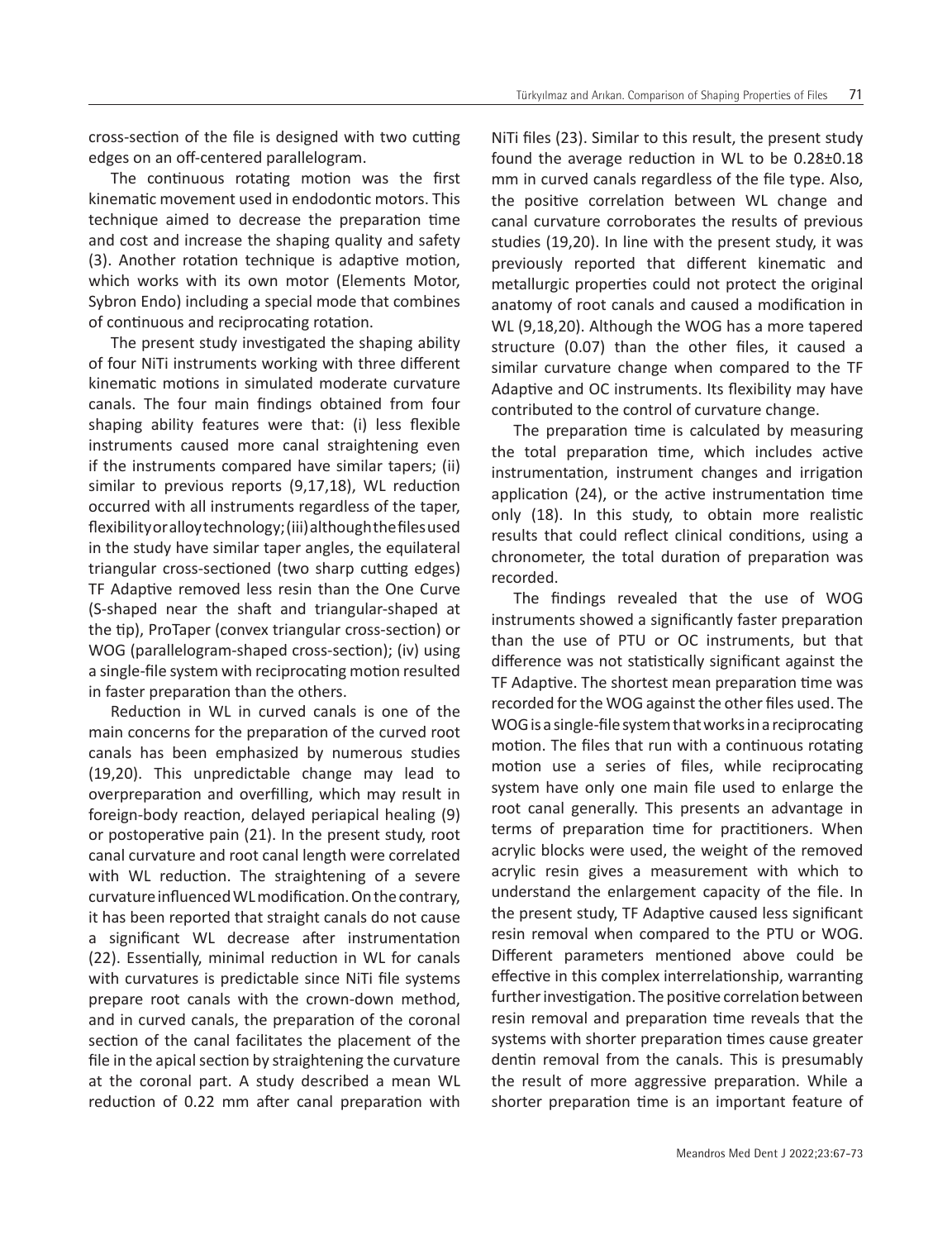cross-section of the file is designed with two cutting edges on an off-centered parallelogram.

The continuous rotating motion was the first kinematic movement used in endodontic motors. This technique aimed to decrease the preparation time and cost and increase the shaping quality and safety (3). Another rotation technique is adaptive motion, which works with its own motor (Elements Motor, Sybron Endo) including a special mode that combines of continuous and reciprocating rotation.

The present study investigated the shaping ability of four NiTi instruments working with three different kinematic motions in simulated moderate curvature canals. The four main findings obtained from four shaping ability features were that: (i) less flexible instruments caused more canal straightening even if the instruments compared have similar tapers; (ii) similar to previous reports (9,17,18), WL reduction occurred with all instruments regardless of the taper, flexibility or alloy technology; (iii) although the files used in the study have similar taper angles, the equilateral triangular cross-sectioned (two sharp cutting edges) TF Adaptive removed less resin than the One Curve (S-shaped near the shaft and triangular-shaped at the tip), ProTaper (convex triangular cross-section) or WOG (parallelogram-shaped cross-section); (iv) using a single-file system with reciprocating motion resulted in faster preparation than the others.

Reduction in WL in curved canals is one of the main concerns for the preparation of the curved root canals has been emphasized by numerous studies (19,20). This unpredictable change may lead to overpreparation and overfilling, which may result in foreign-body reaction, delayed periapical healing (9) or postoperative pain (21). In the present study, root canal curvature and root canal length were correlated with WL reduction. The straightening of a severe curvature influenced WL modification. On the contrary, it has been reported that straight canals do not cause a significant WL decrease after instrumentation (22). Essentially, minimal reduction in WL for canals with curvatures is predictable since NiTi file systems prepare root canals with the crown-down method, and in curved canals, the preparation of the coronal section of the canal facilitates the placement of the file in the apical section by straightening the curvature at the coronal part. A study described a mean WL reduction of 0.22 mm after canal preparation with NiTi files (23). Similar to this result, the present study found the average reduction in WL to be 0.28±0.18 mm in curved canals regardless of the file type. Also, the positive correlation between WL change and canal curvature corroborates the results of previous studies (19,20). In line with the present study, it was previously reported that different kinematic and metallurgic properties could not protect the original anatomy of root canals and caused a modification in WL (9,18,20). Although the WOG has a more tapered structure (0.07) than the other files, it caused a similar curvature change when compared to the TF Adaptive and OC instruments. Its flexibility may have contributed to the control of curvature change.

The preparation time is calculated by measuring the total preparation time, which includes active instrumentation, instrument changes and irrigation application (24), or the active instrumentation time only (18). In this study, to obtain more realistic results that could reflect clinical conditions, using a chronometer, the total duration of preparation was recorded.

The findings revealed that the use of WOG instruments showed a significantly faster preparation than the use of PTU or OC instruments, but that difference was not statistically significant against the TF Adaptive. The shortest mean preparation time was recorded for the WOG against the other files used. The WOG is a single-file system that works in a reciprocating motion. The files that run with a continuous rotating motion use a series of files, while reciprocating system have only one main file used to enlarge the root canal generally. This presents an advantage in terms of preparation time for practitioners. When acrylic blocks were used, the weight of the removed acrylic resin gives a measurement with which to understand the enlargement capacity of the file. In the present study, TF Adaptive caused less significant resin removal when compared to the PTU or WOG. Different parameters mentioned above could be effective in this complex interrelationship, warranting further investigation. The positive correlation between resin removal and preparation time reveals that the systems with shorter preparation times cause greater dentin removal from the canals. This is presumably the result of more aggressive preparation. While a shorter preparation time is an important feature of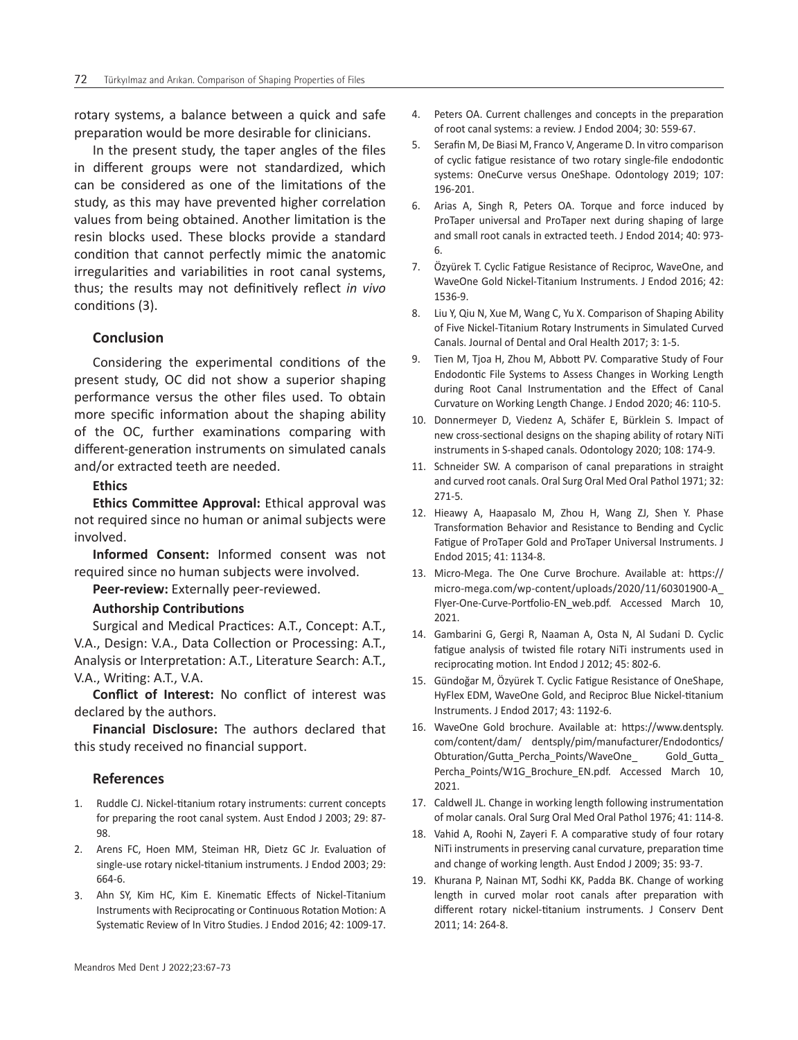rotary systems, a balance between a quick and safe preparation would be more desirable for clinicians.

In the present study, the taper angles of the files in different groups were not standardized, which can be considered as one of the limitations of the study, as this may have prevented higher correlation values from being obtained. Another limitation is the resin blocks used. These blocks provide a standard condition that cannot perfectly mimic the anatomic irregularities and variabilities in root canal systems, thus; the results may not definitively reflect *in vivo* conditions (3).

## Conclusion

Considering the experimental conditions of the present study, OC did not show a superior shaping performance versus the other files used. To obtain more specific information about the shaping ability of the OC, further examinations comparing with different-generation instruments on simulated canals and/or extracted teeth are needed.

**Ethics**

**Ethics Committee Approval:** Ethical approval was not required since no human or animal subjects were involved.

**Informed Consent:** Informed consent was not required since no human subjects were involved.

**Peer-review:** Externally peer-reviewed.

**Authorship Contributions**

Surgical and Medical Practices: A.T., Concept: A.T., V.A., Design: V.A., Data Collection or Processing: A.T., Analysis or Interpretation: A.T., Literature Search: A.T., V.A., Writing: A.T., V.A.

**Conflict of Interest:** No conflict of interest was declared by the authors.

**Financial Disclosure:** The authors declared that this study received no financial support.

## References

1. Ruddle CJ. Nickel-titanium rotary instruments: current concepts for preparing the root canal system. Aust Endod J 2003; 29: 87-98.
2. Arens FC, Hoen MM, Steiman HR, Dietz GC Jr. Evaluation of single-use rotary nickel-titanium instruments. J Endod 2003; 29: 664-6.
3. Ahn SY, Kim HC, Kim E. Kinematic Effects of Nickel-Titanium Instruments with Reciprocating or Continuous Rotation Motion: A Systematic Review of In Vitro Studies. J Endod 2016; 42: 1009-17.
4. Peters OA. Current challenges and concepts in the preparation of root canal systems: a review. J Endod 2004; 30: 559-67.
5. Serafin M, De Biasi M, Franco V, Angerame D. In vitro comparison of cyclic fatigue resistance of two rotary single-file endodontic systems: OneCurve versus OneShape. Odontology 2019; 107: 196-201.
6. Arias A, Singh R, Peters OA. Torque and force induced by ProTaper universal and ProTaper next during shaping of large and small root canals in extracted teeth. J Endod 2014; 40: 973-6.
7. Özyürek T. Cyclic Fatigue Resistance of Reciproc, WaveOne, and WaveOne Gold Nickel-Titanium Instruments. J Endod 2016; 42: 1536-9.
8. Liu Y, Qiu N, Xue M, Wang C, Yu X. Comparison of Shaping Ability of Five Nickel-Titanium Rotary Instruments in Simulated Curved Canals. Journal of Dental and Oral Health 2017; 3: 1-5.
9. Tien M, Tjoa H, Zhou M, Abbott PV. Comparative Study of Four Endodontic File Systems to Assess Changes in Working Length during Root Canal Instrumentation and the Effect of Canal Curvature on Working Length Change. J Endod 2020; 46: 110-5.
10. Donnermeyer D, Viedenz A, Schäfer E, Bürklein S. Impact of new cross-sectional designs on the shaping ability of rotary NiTi instruments in S-shaped canals. Odontology 2020; 108: 174-9.
11. Schneider SW. A comparison of canal preparations in straight and curved root canals. Oral Surg Oral Med Oral Pathol 1971; 32: 271-5.
12. Hieawy A, Haapasalo M, Zhou H, Wang ZJ, Shen Y. Phase Transformation Behavior and Resistance to Bending and Cyclic Fatigue of ProTaper Gold and ProTaper Universal Instruments. J Endod 2015; 41: 1134-8.
13. Micro-Mega. The One Curve Brochure. Available at: https://micro-mega.com/wp-content/uploads/2020/11/60301900-A_Flyer-One-Curve-Portfolio-EN_web.pdf. Accessed March 10, 2021.
14. Gambarini G, Gergi R, Naaman A, Osta N, Al Sudani D. Cyclic fatigue analysis of twisted file rotary NiTi instruments used in reciprocating motion. Int Endod J 2012; 45: 802-6.
15. Gündoğar M, Özyürek T. Cyclic Fatigue Resistance of OneShape, HyFlex EDM, WaveOne Gold, and Reciproc Blue Nickel-titanium Instruments. J Endod 2017; 43: 1192-6.
16. WaveOne Gold brochure. Available at: https://www.dentsply.com/content/dam/ dentsply/pim/manufacturer/Endodontics/Obturation/Gutta_Percha_Points/WaveOne_ Gold_Gutta_Percha_Points/W1G_Brochure_EN.pdf. Accessed March 10, 2021.
17. Caldwell JL. Change in working length following instrumentation of molar canals. Oral Surg Oral Med Oral Pathol 1976; 41: 114-8.
18. Vahid A, Roohi N, Zayeri F. A comparative study of four rotary NiTi instruments in preserving canal curvature, preparation time and change of working length. Aust Endod J 2009; 35: 93-7.
19. Khurana P, Nainan MT, Sodhi KK, Padda BK. Change of working length in curved molar root canals after preparation with different rotary nickel-titanium instruments. J Conserv Dent 2011; 14: 264-8.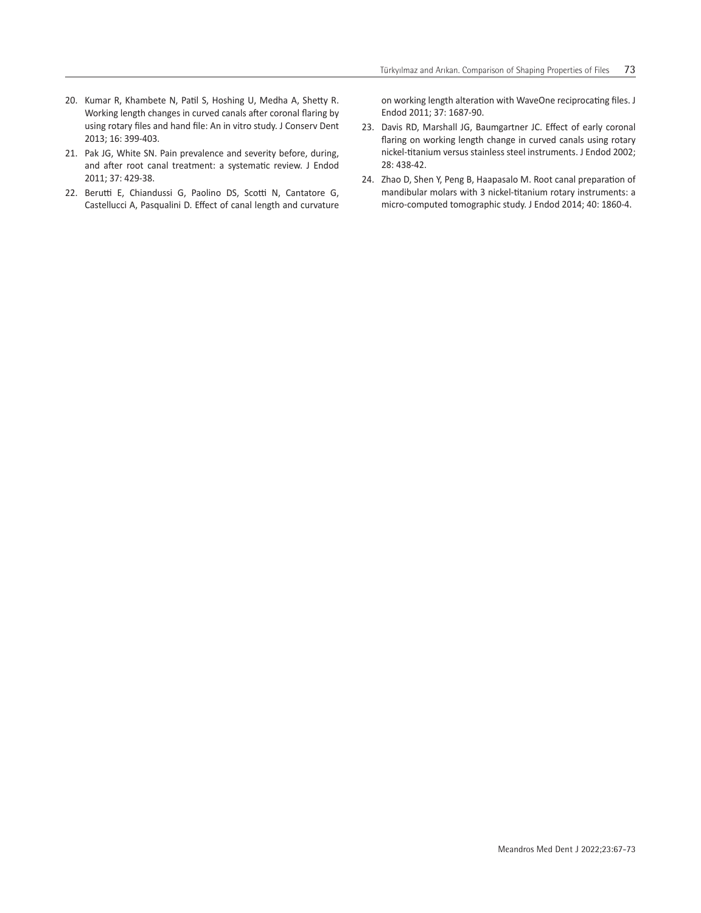20. Kumar R, Khambete N, Patil S, Hoshing U, Medha A, Shetty R. Working length changes in curved canals after coronal flaring by using rotary files and hand file: An in vitro study. J Conserv Dent 2013; 16: 399-403.
21. Pak JG, White SN. Pain prevalence and severity before, during, and after root canal treatment: a systematic review. J Endod 2011; 37: 429-38.
22. Berutti E, Chiandussi G, Paolino DS, Scotti N, Cantatore G, Castellucci A, Pasqualini D. Effect of canal length and curvature on working length alteration with WaveOne reciprocating files. J Endod 2011; 37: 1687-90.
23. Davis RD, Marshall JG, Baumgartner JC. Effect of early coronal flaring on working length change in curved canals using rotary nickel-titanium versus stainless steel instruments. J Endod 2002; 28: 438-42.
24. Zhao D, Shen Y, Peng B, Haapasalo M. Root canal preparation of mandibular molars with 3 nickel-titanium rotary instruments: a micro-computed tomographic study. J Endod 2014; 40: 1860-4.